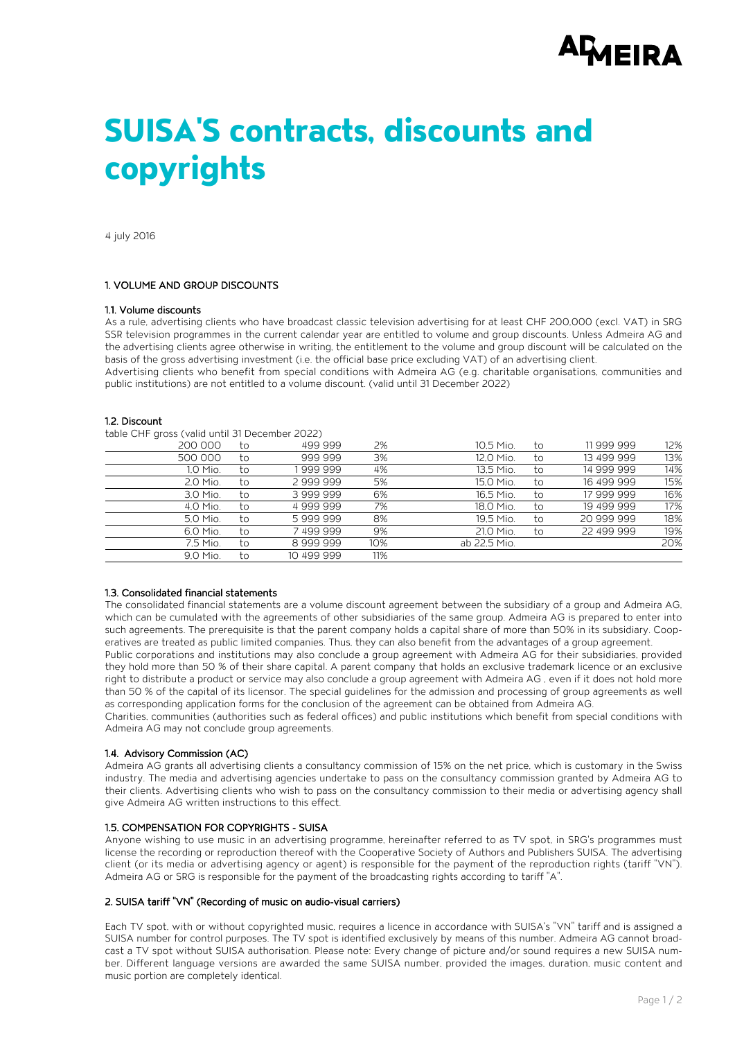# SUISA'S contracts, discounts and copyrights

4 july 2016

## 1. VOLUME AND GROUP DISCOUNTS

### 1.1. Volume discounts

As a rule, advertising clients who have broadcast classic television advertising for at least CHF 200,000 (excl. VAT) in SRG SSR television programmes in the current calendar year are entitled to volume and group discounts. Unless Admeira AG and the advertising clients agree otherwise in writing, the entitlement to the volume and group discount will be calculated on the basis of the gross advertising investment (i.e. the official base price excluding VAT) of an advertising client.

Advertising clients who benefit from special conditions with Admeira AG (e.g. charitable organisations, communities and public institutions) are not entitled to a volume discount. (valid until 31 December 2022)

### 1.2. Discount

table CHF gross (valid until 31 December 2022)

| From | | To | Discount | From | | To | Discount |
|---|---|---|---|---|---|---|---|
| 200 000 | to | 499 999 | 2% | 10.5 Mio. | to | 11 999 999 | 12% |
| 500 000 | to | 999 999 | 3% | 12.0 Mio. | to | 13 499 999 | 13% |
| 1.0 Mio. | to | 1 999 999 | 4% | 13.5 Mio. | to | 14 999 999 | 14% |
| 2.0 Mio. | to | 2 999 999 | 5% | 15.0 Mio. | to | 16 499 999 | 15% |
| 3.0 Mio. | to | 3 999 999 | 6% | 16.5 Mio. | to | 17 999 999 | 16% |
| 4.0 Mio. | to | 4 999 999 | 7% | 18.0 Mio. | to | 19 499 999 | 17% |
| 5.0 Mio. | to | 5 999 999 | 8% | 19.5 Mio. | to | 20 999 999 | 18% |
| 6.0 Mio. | to | 7 499 999 | 9% | 21.0 Mio. | to | 22 499 999 | 19% |
| 7.5 Mio. | to | 8 999 999 | 10% | ab 22.5 Mio. | | | 20% |
| 9.0 Mio. | to | 10 499 999 | 11% | | | | |

### 1.3. Consolidated financial statements

The consolidated financial statements are a volume discount agreement between the subsidiary of a group and Admeira AG, which can be cumulated with the agreements of other subsidiaries of the same group. Admeira AG is prepared to enter into such agreements. The prerequisite is that the parent company holds a capital share of more than 50% in its subsidiary. Cooperatives are treated as public limited companies. Thus, they can also benefit from the advantages of a group agreement.

Public corporations and institutions may also conclude a group agreement with Admeira AG for their subsidiaries, provided they hold more than 50 % of their share capital. A parent company that holds an exclusive trademark licence or an exclusive right to distribute a product or service may also conclude a group agreement with Admeira AG , even if it does not hold more than 50 % of the capital of its licensor. The special guidelines for the admission and processing of group agreements as well as corresponding application forms for the conclusion of the agreement can be obtained from Admeira AG.

Charities, communities (authorities such as federal offices) and public institutions which benefit from special conditions with Admeira AG may not conclude group agreements.

### 1.4. Advisory Commission (AC)

Admeira AG grants all advertising clients a consultancy commission of 15% on the net price, which is customary in the Swiss industry. The media and advertising agencies undertake to pass on the consultancy commission granted by Admeira AG to their clients. Advertising clients who wish to pass on the consultancy commission to their media or advertising agency shall give Admeira AG written instructions to this effect.

### 1.5. COMPENSATION FOR COPYRIGHTS - SUISA

Anyone wishing to use music in an advertising programme, hereinafter referred to as TV spot, in SRG's programmes must license the recording or reproduction thereof with the Cooperative Society of Authors and Publishers SUISA. The advertising client (or its media or advertising agency or agent) is responsible for the payment of the reproduction rights (tariff "VN"). Admeira AG or SRG is responsible for the payment of the broadcasting rights according to tariff "A".

## 2. SUISA tariff "VN" (Recording of music on audio-visual carriers)

Each TV spot, with or without copyrighted music, requires a licence in accordance with SUISA's "VN" tariff and is assigned a SUISA number for control purposes. The TV spot is identified exclusively by means of this number. Admeira AG cannot broadcast a TV spot without SUISA authorisation. Please note: Every change of picture and/or sound requires a new SUISA number. Different language versions are awarded the same SUISA number, provided the images, duration, music content and music portion are completely identical.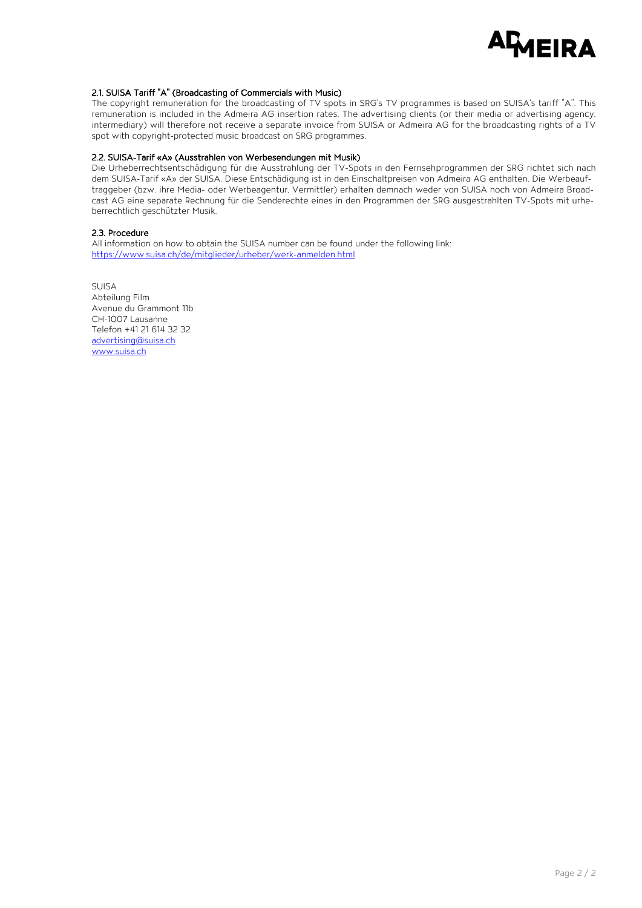### 2.1. SUISA Tariff "A" (Broadcasting of Commercials with Music)

The copyright remuneration for the broadcasting of TV spots in SRG's TV programmes is based on SUISA's tariff "A". This remuneration is included in the Admeira AG insertion rates. The advertising clients (or their media or advertising agency, intermediary) will therefore not receive a separate invoice from SUISA or Admeira AG for the broadcasting rights of a TV spot with copyright-protected music broadcast on SRG programmes.

### 2.2. SUISA-Tarif «A» (Ausstrahlen von Werbesendungen mit Musik)

Die Urheberrechtsentschädigung für die Ausstrahlung der TV-Spots in den Fernsehprogrammen der SRG richtet sich nach dem SUISA-Tarif «A» der SUISA. Diese Entschädigung ist in den Einschaltpreisen von Admeira AG enthalten. Die Werbeauftraggeber (bzw. ihre Media- oder Werbeagentur, Vermittler) erhalten demnach weder von SUISA noch von Admeira Broadcast AG eine separate Rechnung für die Senderechte eines in den Programmen der SRG ausgestrahlten TV-Spots mit urheberrechtlich geschützter Musik.

### 2.3. Procedure

All information on how to obtain the SUISA number can be found under the following link:
https://www.suisa.ch/de/mitglieder/urheber/werk-anmelden.html

SUISA
Abteilung Film
Avenue du Grammont 11b
CH-1007 Lausanne
Telefon +41 21 614 32 32
advertising@suisa.ch
www.suisa.ch